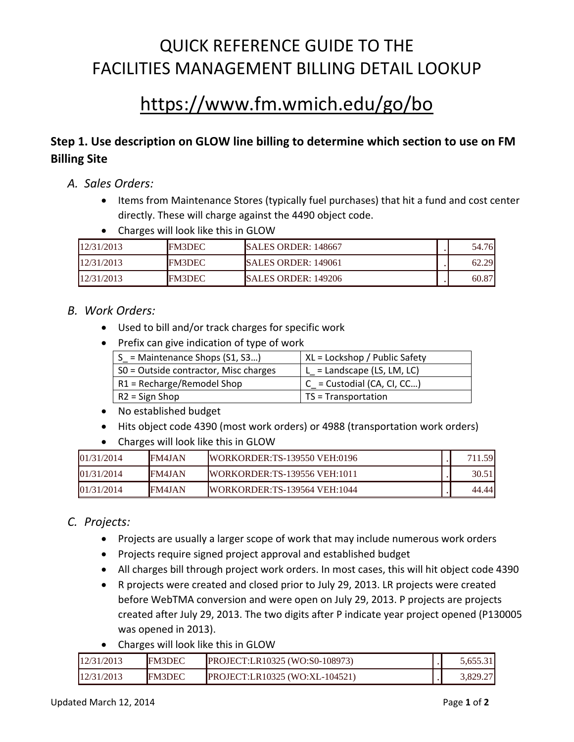# QUICK REFERENCE GUIDE TO THE FACILITIES MANAGEMENT BILLING DETAIL LOOKUP

## https://www.fm.wmich.edu/go/bo

### Step 1. Use description on GLOW line billing to determine which section to use on FM Billing Site

*A. Sales Orders:*

- Items from Maintenance Stores (typically fuel purchases) that hit a fund and cost center directly. These will charge against the 4490 object code.
- Charges will look like this in GLOW

| | | | | |
|---|---|---|---|---|
| 12/31/2013 | FM3DEC | SALES ORDER: 148667 | . | 54.76 |
| 12/31/2013 | FM3DEC | SALES ORDER: 149061 | . | 62.29 |
| 12/31/2013 | FM3DEC | SALES ORDER: 149206 | . | 60.87 |

*B. Work Orders:*

- Used to bill and/or track charges for specific work
- Prefix can give indication of type of work

| | |
|---|---|
| S_ = Maintenance Shops (S1, S3…) | XL = Lockshop / Public Safety |
| S0 = Outside contractor, Misc charges | L_ = Landscape (LS, LM, LC) |
| R1 = Recharge/Remodel Shop | C_ = Custodial (CA, CI, CC…) |
| R2 = Sign Shop | TS = Transportation |

- No established budget
- Hits object code 4390 (most work orders) or 4988 (transportation work orders)
- Charges will look like this in GLOW

| | | | | |
|---|---|---|---|---|
| 01/31/2014 | FM4JAN | WORKORDER:TS-139550 VEH:0196 | . | 711.59 |
| 01/31/2014 | FM4JAN | WORKORDER:TS-139556 VEH:1011 | . | 30.51 |
| 01/31/2014 | FM4JAN | WORKORDER:TS-139564 VEH:1044 | . | 44.44 |

*C. Projects:*

- Projects are usually a larger scope of work that may include numerous work orders
- Projects require signed project approval and established budget
- All charges bill through project work orders. In most cases, this will hit object code 4390
- R projects were created and closed prior to July 29, 2013. LR projects were created before WebTMA conversion and were open on July 29, 2013. P projects are projects created after July 29, 2013. The two digits after P indicate year project opened (P130005 was opened in 2013).
- Charges will look like this in GLOW

| | | | | |
|---|---|---|---|---|
| 12/31/2013 | FM3DEC | PROJECT:LR10325 (WO:S0-108973) | . | 5,655.31 |
| 12/31/2013 | FM3DEC | PROJECT:LR10325 (WO:XL-104521) | . | 3,829.27 |

Updated March 12, 2014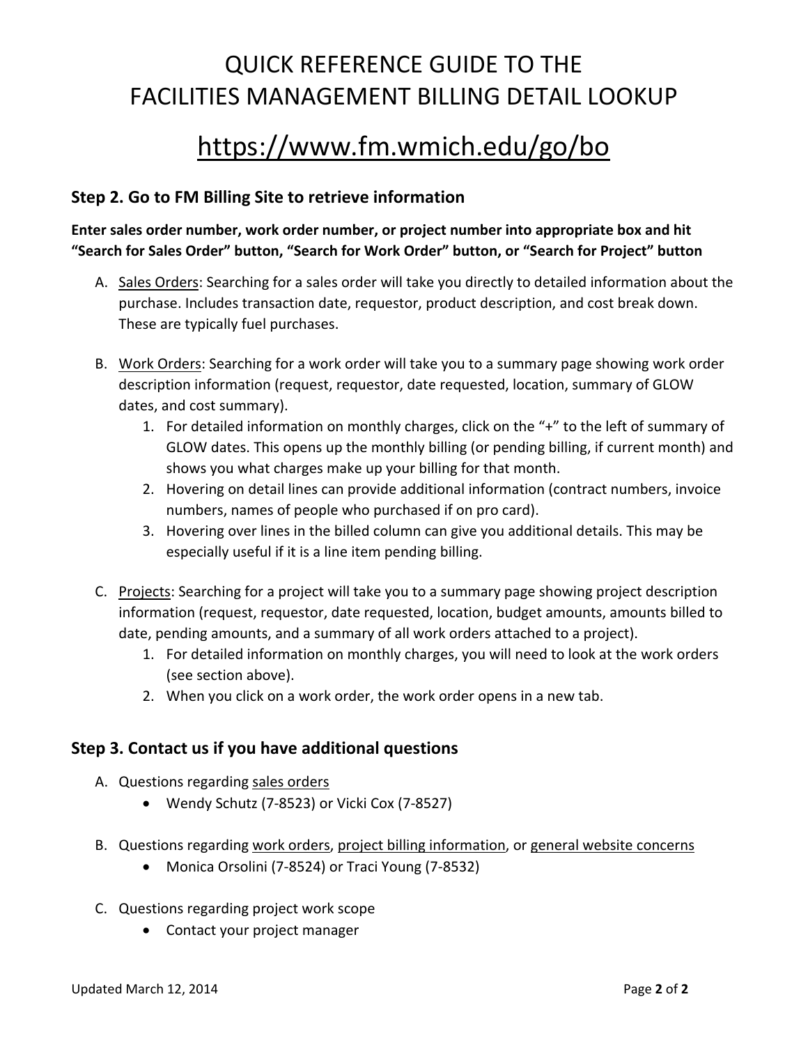# QUICK REFERENCE GUIDE TO THE FACILITIES MANAGEMENT BILLING DETAIL LOOKUP

# https://www.fm.wmich.edu/go/bo

## Step 2. Go to FM Billing Site to retrieve information

**Enter sales order number, work order number, or project number into appropriate box and hit "Search for Sales Order" button, "Search for Work Order" button, or "Search for Project" button**

A. Sales Orders: Searching for a sales order will take you directly to detailed information about the purchase. Includes transaction date, requestor, product description, and cost break down. These are typically fuel purchases.

B. Work Orders: Searching for a work order will take you to a summary page showing work order description information (request, requestor, date requested, location, summary of GLOW dates, and cost summary).
   1. For detailed information on monthly charges, click on the "+" to the left of summary of GLOW dates. This opens up the monthly billing (or pending billing, if current month) and shows you what charges make up your billing for that month.
   2. Hovering on detail lines can provide additional information (contract numbers, invoice numbers, names of people who purchased if on pro card).
   3. Hovering over lines in the billed column can give you additional details. This may be especially useful if it is a line item pending billing.

C. Projects: Searching for a project will take you to a summary page showing project description information (request, requestor, date requested, location, budget amounts, amounts billed to date, pending amounts, and a summary of all work orders attached to a project).
   1. For detailed information on monthly charges, you will need to look at the work orders (see section above).
   2. When you click on a work order, the work order opens in a new tab.

## Step 3. Contact us if you have additional questions

A. Questions regarding sales orders
   - Wendy Schutz (7-8523) or Vicki Cox (7-8527)

B. Questions regarding work orders, project billing information, or general website concerns
   - Monica Orsolini (7-8524) or Traci Young (7-8532)

C. Questions regarding project work scope
   - Contact your project manager

Updated March 12, 2014